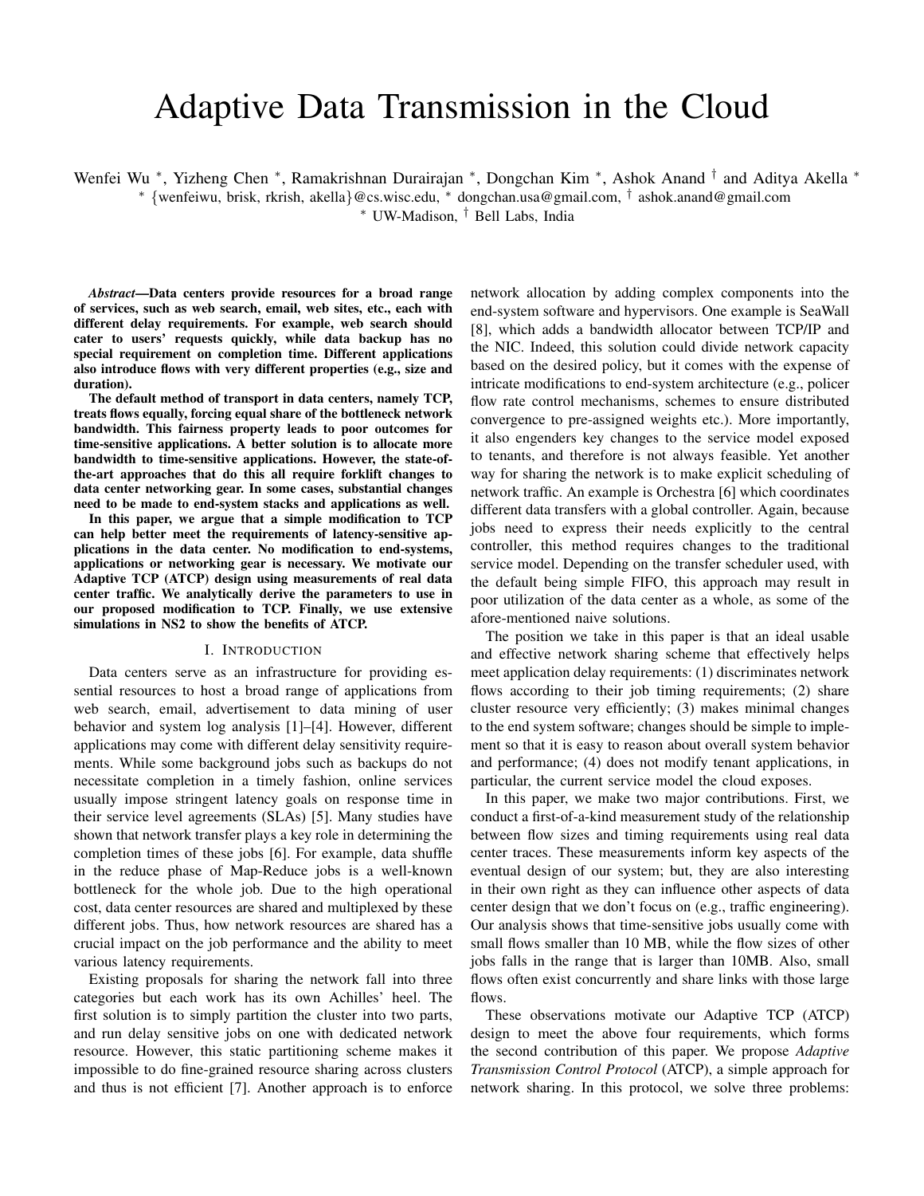# Adaptive Data Transmission in the Cloud

Wenfei Wu *, Yizheng Chen *, Ramakrishnan Durairajan *, Dongchan Kim *, Ashok Anand † and Aditya Akella *

* {wenfeiwu, brisk, rkrish, akella}@cs.wisc.edu, * dongchan.usa@gmail.com, † ashok.anand@gmail.com

* UW-Madison, † Bell Labs, India

***Abstract*—Data centers provide resources for a broad range of services, such as web search, email, web sites, etc., each with different delay requirements. For example, web search should cater to users' requests quickly, while data backup has no special requirement on completion time. Different applications also introduce flows with very different properties (e.g., size and duration).**

**The default method of transport in data centers, namely TCP, treats flows equally, forcing equal share of the bottleneck network bandwidth. This fairness property leads to poor outcomes for time-sensitive applications. A better solution is to allocate more bandwidth to time-sensitive applications. However, the state-of-the-art approaches that do this all require forklift changes to data center networking gear. In some cases, substantial changes need to be made to end-system stacks and applications as well.**

**In this paper, we argue that a simple modification to TCP can help better meet the requirements of latency-sensitive applications in the data center. No modification to end-systems, applications or networking gear is necessary. We motivate our Adaptive TCP (ATCP) design using measurements of real data center traffic. We analytically derive the parameters to use in our proposed modification to TCP. Finally, we use extensive simulations in NS2 to show the benefits of ATCP.**

## I. Introduction

Data centers serve as an infrastructure for providing essential resources to host a broad range of applications from web search, email, advertisement to data mining of user behavior and system log analysis [1]–[4]. However, different applications may come with different delay sensitivity requirements. While some background jobs such as backups do not necessitate completion in a timely fashion, online services usually impose stringent latency goals on response time in their service level agreements (SLAs) [5]. Many studies have shown that network transfer plays a key role in determining the completion times of these jobs [6]. For example, data shuffle in the reduce phase of Map-Reduce jobs is a well-known bottleneck for the whole job. Due to the high operational cost, data center resources are shared and multiplexed by these different jobs. Thus, how network resources are shared has a crucial impact on the job performance and the ability to meet various latency requirements.

Existing proposals for sharing the network fall into three categories but each work has its own Achilles' heel. The first solution is to simply partition the cluster into two parts, and run delay sensitive jobs on one with dedicated network resource. However, this static partitioning scheme makes it impossible to do fine-grained resource sharing across clusters and thus is not efficient [7]. Another approach is to enforce network allocation by adding complex components into the end-system software and hypervisors. One example is SeaWall [8], which adds a bandwidth allocator between TCP/IP and the NIC. Indeed, this solution could divide network capacity based on the desired policy, but it comes with the expense of intricate modifications to end-system architecture (e.g., policer flow rate control mechanisms, schemes to ensure distributed convergence to pre-assigned weights etc.). More importantly, it also engenders key changes to the service model exposed to tenants, and therefore is not always feasible. Yet another way for sharing the network is to make explicit scheduling of network traffic. An example is Orchestra [6] which coordinates different data transfers with a global controller. Again, because jobs need to express their needs explicitly to the central controller, this method requires changes to the traditional service model. Depending on the transfer scheduler used, with the default being simple FIFO, this approach may result in poor utilization of the data center as a whole, as some of the afore-mentioned naive solutions.

The position we take in this paper is that an ideal usable and effective network sharing scheme that effectively helps meet application delay requirements: (1) discriminates network flows according to their job timing requirements; (2) share cluster resource very efficiently; (3) makes minimal changes to the end system software; changes should be simple to implement so that it is easy to reason about overall system behavior and performance; (4) does not modify tenant applications, in particular, the current service model the cloud exposes.

In this paper, we make two major contributions. First, we conduct a first-of-a-kind measurement study of the relationship between flow sizes and timing requirements using real data center traces. These measurements inform key aspects of the eventual design of our system; but, they are also interesting in their own right as they can influence other aspects of data center design that we don't focus on (e.g., traffic engineering). Our analysis shows that time-sensitive jobs usually come with small flows smaller than 10 MB, while the flow sizes of other jobs falls in the range that is larger than 10MB. Also, small flows often exist concurrently and share links with those large flows.

These observations motivate our Adaptive TCP (ATCP) design to meet the above four requirements, which forms the second contribution of this paper. We propose *Adaptive Transmission Control Protocol* (ATCP), a simple approach for network sharing. In this protocol, we solve three problems: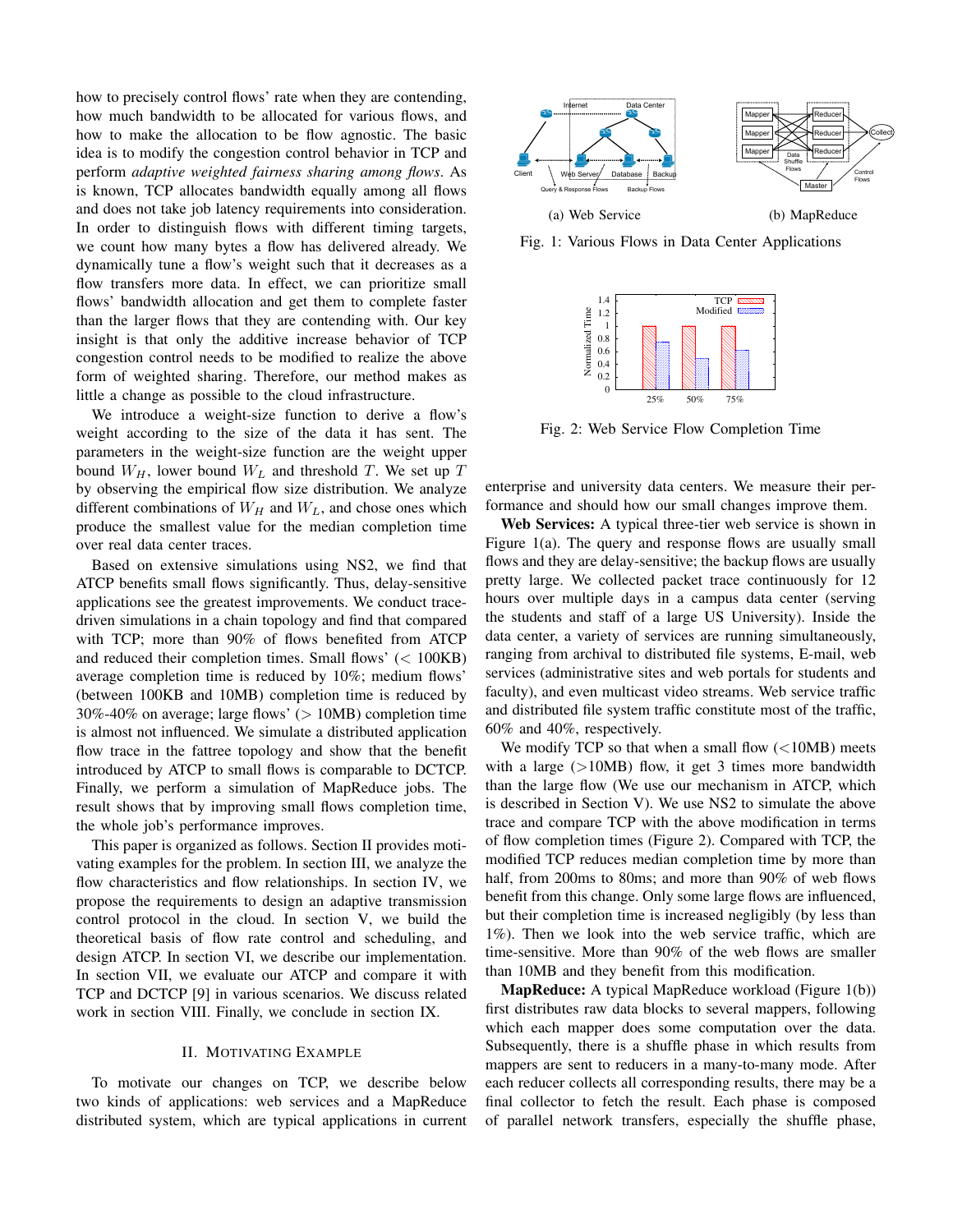how to precisely control flows' rate when they are contending, how much bandwidth to be allocated for various flows, and how to make the allocation to be flow agnostic. The basic idea is to modify the congestion control behavior in TCP and perform *adaptive weighted fairness sharing among flows*. As is known, TCP allocates bandwidth equally among all flows and does not take job latency requirements into consideration. In order to distinguish flows with different timing targets, we count how many bytes a flow has delivered already. We dynamically tune a flow's weight such that it decreases as a flow transfers more data. In effect, we can prioritize small flows' bandwidth allocation and get them to complete faster than the larger flows that they are contending with. Our key insight is that only the additive increase behavior of TCP congestion control needs to be modified to realize the above form of weighted sharing. Therefore, our method makes as little a change as possible to the cloud infrastructure.

We introduce a weight-size function to derive a flow's weight according to the size of the data it has sent. The parameters in the weight-size function are the weight upper bound $W_H$, lower bound $W_L$ and threshold $T$. We set up $T$ by observing the empirical flow size distribution. We analyze different combinations of $W_H$ and $W_L$, and chose ones which produce the smallest value for the median completion time over real data center traces.

Based on extensive simulations using NS2, we find that ATCP benefits small flows significantly. Thus, delay-sensitive applications see the greatest improvements. We conduct trace-driven simulations in a chain topology and find that compared with TCP; more than 90% of flows benefited from ATCP and reduced their completion times. Small flows' (< 100KB) average completion time is reduced by 10%; medium flows' (between 100KB and 10MB) completion time is reduced by 30%-40% on average; large flows' (> 10MB) completion time is almost not influenced. We simulate a distributed application flow trace in the fattree topology and show that the benefit introduced by ATCP to small flows is comparable to DCTCP. Finally, we perform a simulation of MapReduce jobs. The result shows that by improving small flows completion time, the whole job's performance improves.

This paper is organized as follows. Section II provides motivating examples for the problem. In section III, we analyze the flow characteristics and flow relationships. In section IV, we propose the requirements to design an adaptive transmission control protocol in the cloud. In section V, we build the theoretical basis of flow rate control and scheduling, and design ATCP. In section VI, we describe our implementation. In section VII, we evaluate our ATCP and compare it with TCP and DCTCP [9] in various scenarios. We discuss related work in section VIII. Finally, we conclude in section IX.

## II. Motivating Example

To motivate our changes on TCP, we describe below two kinds of applications: web services and a MapReduce distributed system, which are typical applications in current enterprise and university data centers. We measure their performance and should how our small changes improve them.

(a) Web Service (b) MapReduce

Fig. 1: Various Flows in Data Center Applications

Fig. 2: Web Service Flow Completion Time

**Web Services:** A typical three-tier web service is shown in Figure 1(a). The query and response flows are usually small flows and they are delay-sensitive; the backup flows are usually pretty large. We collected packet trace continuously for 12 hours over multiple days in a campus data center (serving the students and staff of a large US University). Inside the data center, a variety of services are running simultaneously, ranging from archival to distributed file systems, E-mail, web services (administrative sites and web portals for students and faculty), and even multicast video streams. Web service traffic and distributed file system traffic constitute most of the traffic, 60% and 40%, respectively.

We modify TCP so that when a small flow (<10MB) meets with a large (>10MB) flow, it get 3 times more bandwidth than the large flow (We use our mechanism in ATCP, which is described in Section V). We use NS2 to simulate the above trace and compare TCP with the above modification in terms of flow completion times (Figure 2). Compared with TCP, the modified TCP reduces median completion time by more than half, from 200ms to 80ms; and more than 90% of web flows benefit from this change. Only some large flows are influenced, but their completion time is increased negligibly (by less than 1%). Then we look into the web service traffic, which are time-sensitive. More than 90% of the web flows are smaller than 10MB and they benefit from this modification.

**MapReduce:** A typical MapReduce workload (Figure 1(b)) first distributes raw data blocks to several mappers, following which each mapper does some computation over the data. Subsequently, there is a shuffle phase in which results from mappers are sent to reducers in a many-to-many mode. After each reducer collects all corresponding results, there may be a final collector to fetch the result. Each phase is composed of parallel network transfers, especially the shuffle phase,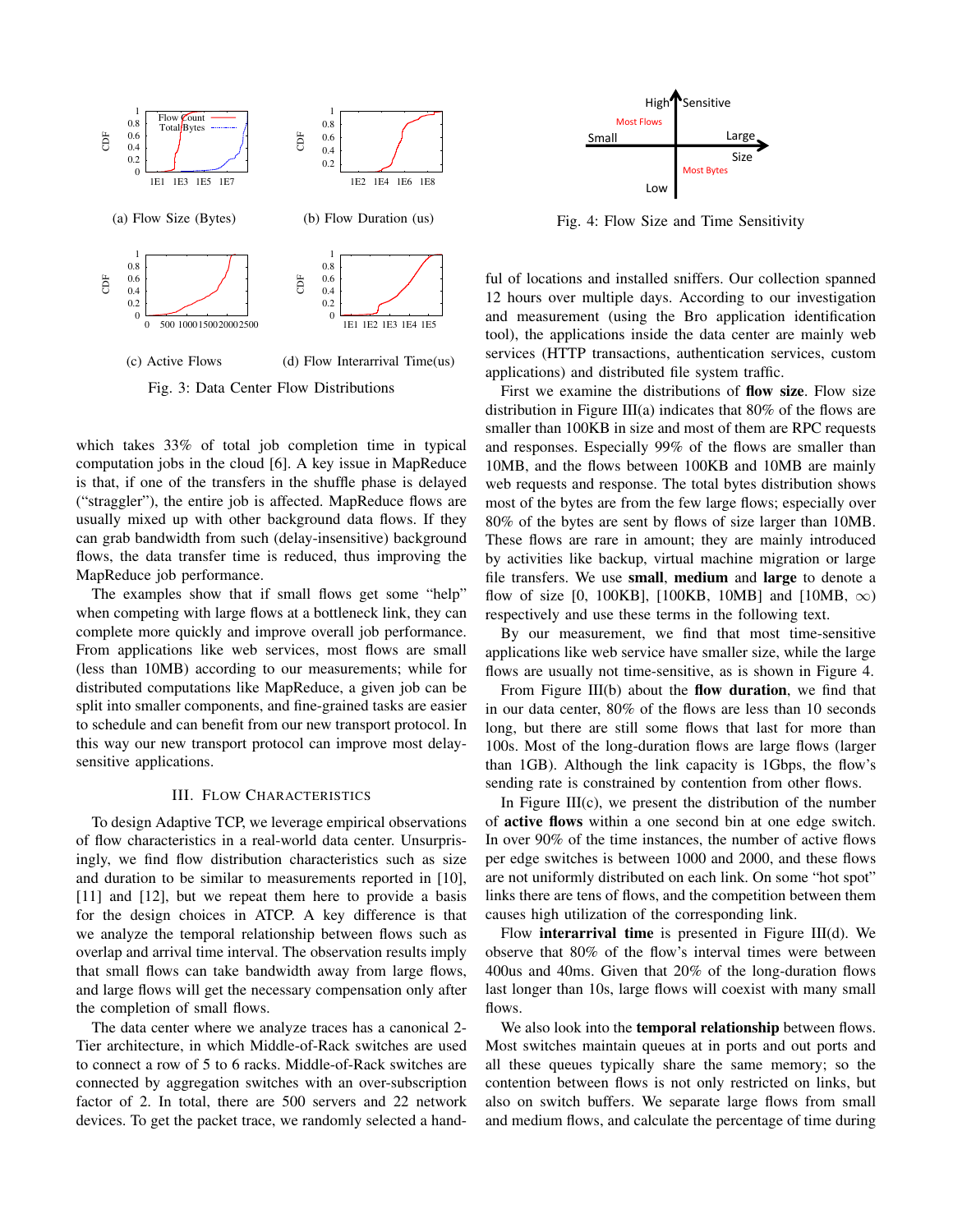Fig. 3: Data Center Flow Distributions

(a) Flow Size (Bytes)

(b) Flow Duration (us)

(c) Active Flows

(d) Flow Interarrival Time(us)

Fig. 4: Flow Size and Time Sensitivity

which takes 33% of total job completion time in typical computation jobs in the cloud [6]. A key issue in MapReduce is that, if one of the transfers in the shuffle phase is delayed ("straggler"), the entire job is affected. MapReduce flows are usually mixed up with other background data flows. If they can grab bandwidth from such (delay-insensitive) background flows, the data transfer time is reduced, thus improving the MapReduce job performance.

The examples show that if small flows get some "help" when competing with large flows at a bottleneck link, they can complete more quickly and improve overall job performance. From applications like web services, most flows are small (less than 10MB) according to our measurements; while for distributed computations like MapReduce, a given job can be split into smaller components, and fine-grained tasks are easier to schedule and can benefit from our new transport protocol. In this way our new transport protocol can improve most delay-sensitive applications.

## III. Flow Characteristics

To design Adaptive TCP, we leverage empirical observations of flow characteristics in a real-world data center. Unsurprisingly, we find flow distribution characteristics such as size and duration to be similar to measurements reported in [10], [11] and [12], but we repeat them here to provide a basis for the design choices in ATCP. A key difference is that we analyze the temporal relationship between flows such as overlap and arrival time interval. The observation results imply that small flows can take bandwidth away from large flows, and large flows will get the necessary compensation only after the completion of small flows.

The data center where we analyze traces has a canonical 2-Tier architecture, in which Middle-of-Rack switches are used to connect a row of 5 to 6 racks. Middle-of-Rack switches are connected by aggregation switches with an over-subscription factor of 2. In total, there are 500 servers and 22 network devices. To get the packet trace, we randomly selected a handful of locations and installed sniffers. Our collection spanned 12 hours over multiple days. According to our investigation and measurement (using the Bro application identification tool), the applications inside the data center are mainly web services (HTTP transactions, authentication services, custom applications) and distributed file system traffic.

First we examine the distributions of **flow size**. Flow size distribution in Figure III(a) indicates that 80% of the flows are smaller than 100KB in size and most of them are RPC requests and responses. Especially 99% of the flows are smaller than 10MB, and the flows between 100KB and 10MB are mainly web requests and response. The total bytes distribution shows most of the bytes are from the few large flows; especially over 80% of the bytes are sent by flows of size larger than 10MB. These flows are rare in amount; they are mainly introduced by activities like backup, virtual machine migration or large file transfers. We use **small**, **medium** and **large** to denote a flow of size [0, 100KB], [100KB, 10MB] and [10MB, $\infty$) respectively and use these terms in the following text.

By our measurement, we find that most time-sensitive applications like web service have smaller size, while the large flows are usually not time-sensitive, as is shown in Figure 4.

From Figure III(b) about the **flow duration**, we find that in our data center, 80% of the flows are less than 10 seconds long, but there are still some flows that last for more than 100s. Most of the long-duration flows are large flows (larger than 1GB). Although the link capacity is 1Gbps, the flow's sending rate is constrained by contention from other flows.

In Figure III(c), we present the distribution of the number of **active flows** within a one second bin at one edge switch. In over 90% of the time instances, the number of active flows per edge switches is between 1000 and 2000, and these flows are not uniformly distributed on each link. On some "hot spot" links there are tens of flows, and the competition between them causes high utilization of the corresponding link.

Flow **interarrival time** is presented in Figure III(d). We observe that 80% of the flow's interval times were between 400us and 40ms. Given that 20% of the long-duration flows last longer than 10s, large flows will coexist with many small flows.

We also look into the **temporal relationship** between flows. Most switches maintain queues at in ports and out ports and all these queues typically share the same memory; so the contention between flows is not only restricted on links, but also on switch buffers. We separate large flows from small and medium flows, and calculate the percentage of time during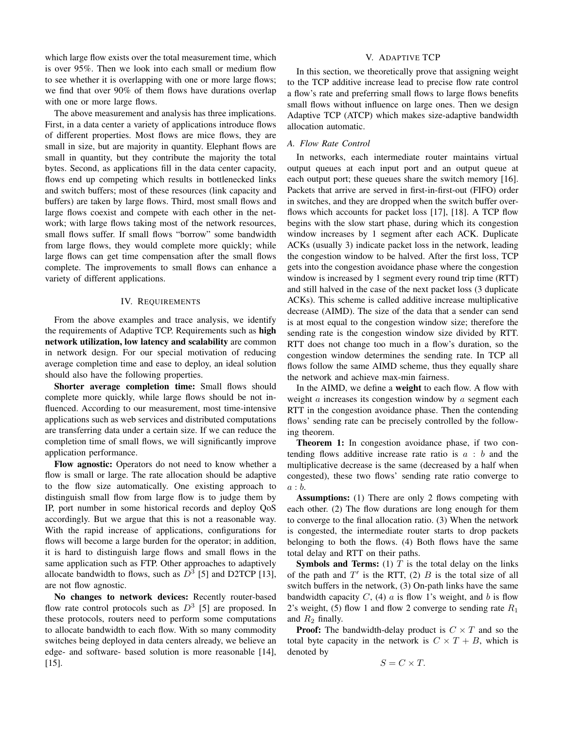which large flow exists over the total measurement time, which is over 95%. Then we look into each small or medium flow to see whether it is overlapping with one or more large flows; we find that over 90% of them flows have durations overlap with one or more large flows.

The above measurement and analysis has three implications. First, in a data center a variety of applications introduce flows of different properties. Most flows are mice flows, they are small in size, but are majority in quantity. Elephant flows are small in quantity, but they contribute the majority the total bytes. Second, as applications fill in the data center capacity, flows end up competing which results in bottlenecked links and switch buffers; most of these resources (link capacity and buffers) are taken by large flows. Third, most small flows and large flows coexist and compete with each other in the network; with large flows taking most of the network resources, small flows suffer. If small flows "borrow" some bandwidth from large flows, they would complete more quickly; while large flows can get time compensation after the small flows complete. The improvements to small flows can enhance a variety of different applications.

## IV. Requirements

From the above examples and trace analysis, we identify the requirements of Adaptive TCP. Requirements such as **high network utilization, low latency and scalability** are common in network design. For our special motivation of reducing average completion time and ease to deploy, an ideal solution should also have the following properties.

**Shorter average completion time:** Small flows should complete more quickly, while large flows should be not influenced. According to our measurement, most time-intensive applications such as web services and distributed computations are transferring data under a certain size. If we can reduce the completion time of small flows, we will significantly improve application performance.

**Flow agnostic:** Operators do not need to know whether a flow is small or large. The rate allocation should be adaptive to the flow size automatically. One existing approach to distinguish small flow from large flow is to judge them by IP, port number in some historical records and deploy QoS accordingly. But we argue that this is not a reasonable way. With the rapid increase of applications, configurations for flows will become a large burden for the operator; in addition, it is hard to distinguish large flows and small flows in the same application such as FTP. Other approaches to adaptively allocate bandwidth to flows, such as $D^3$ [5] and D2TCP [13], are not flow agnostic.

**No changes to network devices:** Recently router-based flow rate control protocols such as $D^3$ [5] are proposed. In these protocols, routers need to perform some computations to allocate bandwidth to each flow. With so many commodity switches being deployed in data centers already, we believe an edge- and software- based solution is more reasonable [14], [15].

## V. Adaptive TCP

In this section, we theoretically prove that assigning weight to the TCP additive increase lead to precise flow rate control a flow's rate and preferring small flows to large flows benefits small flows without influence on large ones. Then we design Adaptive TCP (ATCP) which makes size-adaptive bandwidth allocation automatic.

### A. Flow Rate Control

In networks, each intermediate router maintains virtual output queues at each input port and an output queue at each output port; these queues share the switch memory [16]. Packets that arrive are served in first-in-first-out (FIFO) order in switches, and they are dropped when the switch buffer overflows which accounts for packet loss [17], [18]. A TCP flow begins with the slow start phase, during which its congestion window increases by 1 segment after each ACK. Duplicate ACKs (usually 3) indicate packet loss in the network, leading the congestion window to be halved. After the first loss, TCP gets into the congestion avoidance phase where the congestion window is increased by 1 segment every round trip time (RTT) and still halved in the case of the next packet loss (3 duplicate ACKs). This scheme is called additive increase multiplicative decrease (AIMD). The size of the data that a sender can send is at most equal to the congestion window size; therefore the sending rate is the congestion window size divided by RTT. RTT does not change too much in a flow's duration, so the congestion window determines the sending rate. In TCP all flows follow the same AIMD scheme, thus they equally share the network and achieve max-min fairness.

In the AIMD, we define a **weight** to each flow. A flow with weight $a$ increases its congestion window by $a$ segment each RTT in the congestion avoidance phase. Then the contending flows' sending rate can be precisely controlled by the following theorem.

**Theorem 1:** In congestion avoidance phase, if two contending flows additive increase rate ratio is $a : b$ and the multiplicative decrease is the same (decreased by a half when congested), these two flows' sending rate ratio converge to $a : b$.

**Assumptions:** (1) There are only 2 flows competing with each other. (2) The flow durations are long enough for them to converge to the final allocation ratio. (3) When the network is congested, the intermediate router starts to drop packets belonging to both the flows. (4) Both flows have the same total delay and RTT on their paths.

**Symbols and Terms:** (1) $T$ is the total delay on the links of the path and $T'$ is the RTT, (2) $B$ is the total size of all switch buffers in the network, (3) On-path links have the same bandwidth capacity $C$, (4) $a$ is flow 1's weight, and $b$ is flow 2's weight, (5) flow 1 and flow 2 converge to sending rate $R_1$ and $R_2$ finally.

**Proof:** The bandwidth-delay product is $C \times T$ and so the total byte capacity in the network is $C \times T + B$, which is denoted by

$$S = C \times T.$$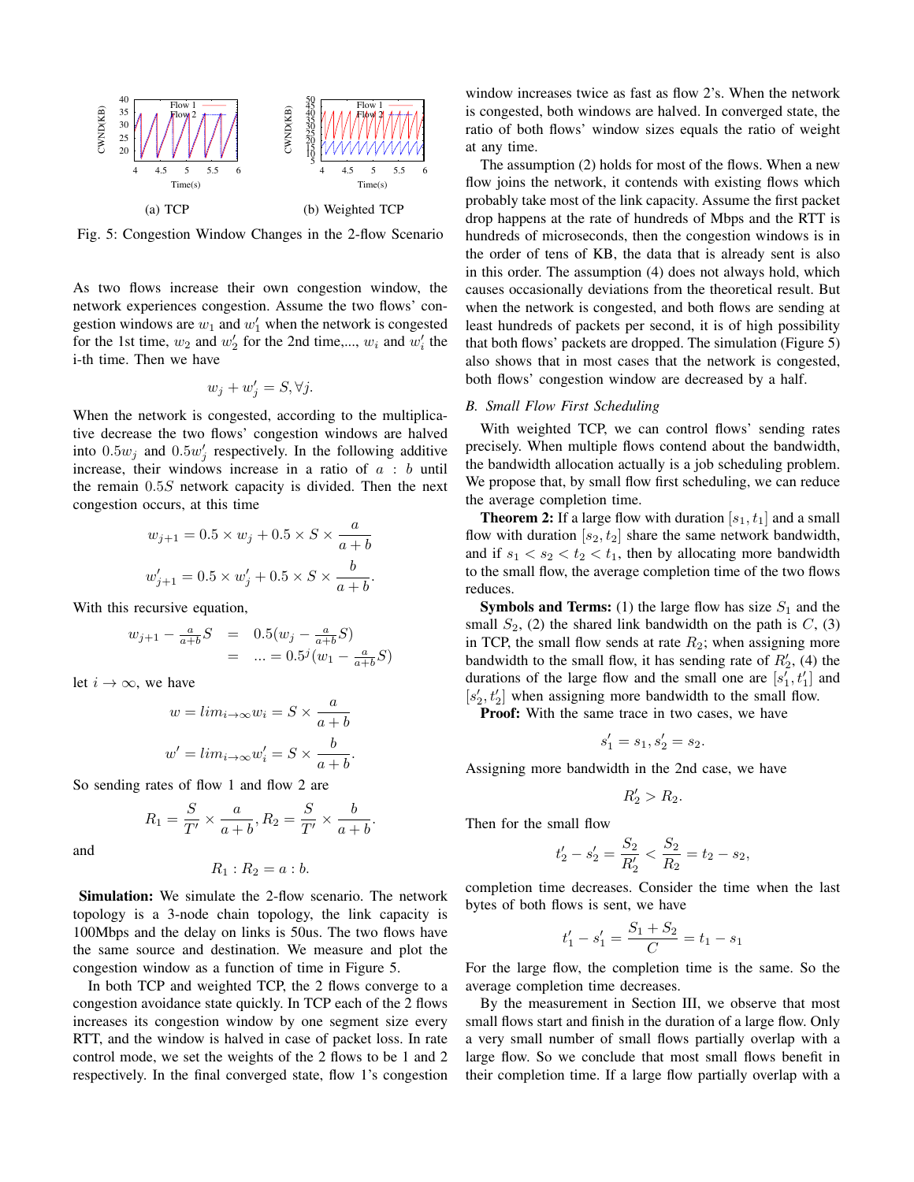(a) TCP

(b) Weighted TCP

Fig. 5: Congestion Window Changes in the 2-flow Scenario

As two flows increase their own congestion window, the network experiences congestion. Assume the two flows' congestion windows are $w_1$ and $w'_1$ when the network is congested for the 1st time, $w_2$ and $w'_2$ for the 2nd time,..., $w_i$ and $w'_i$ the i-th time. Then we have

$$w_j + w'_j = S, \forall j.$$

When the network is congested, according to the multiplicative decrease the two flows' congestion windows are halved into $0.5w_j$ and $0.5w'_j$ respectively. In the following additive increase, their windows increase in a ratio of $a : b$ until the remain $0.5S$ network capacity is divided. Then the next congestion occurs, at this time

$$w_{j+1} = 0.5 \times w_j + 0.5 \times S \times \frac{a}{a+b}$$

$$w'_{j+1} = 0.5 \times w'_j + 0.5 \times S \times \frac{b}{a+b}.$$

With this recursive equation,

$$\begin{aligned} w_{j+1} - \tfrac{a}{a+b}S &= 0.5(w_j - \tfrac{a}{a+b}S) \\ &= \ldots = 0.5^j(w_1 - \tfrac{a}{a+b}S) \end{aligned}$$

let $i \to \infty$, we have

$$w = lim_{i \to \infty} w_i = S \times \frac{a}{a+b}$$

$$w' = lim_{i \to \infty} w'_i = S \times \frac{b}{a+b}.$$

So sending rates of flow 1 and flow 2 are

$$R_1 = \frac{S}{T'} \times \frac{a}{a+b}, R_2 = \frac{S}{T'} \times \frac{b}{a+b}.$$

and

$$R_1 : R_2 = a : b.$$

**Simulation:** We simulate the 2-flow scenario. The network topology is a 3-node chain topology, the link capacity is 100Mbps and the delay on links is 50us. The two flows have the same source and destination. We measure and plot the congestion window as a function of time in Figure 5.

In both TCP and weighted TCP, the 2 flows converge to a congestion avoidance state quickly. In TCP each of the 2 flows increases its congestion window by one segment size every RTT, and the window is halved in case of packet loss. In rate control mode, we set the weights of the 2 flows to be 1 and 2 respectively. In the final converged state, flow 1's congestion window increases twice as fast as flow 2's. When the network is congested, both windows are halved. In converged state, the ratio of both flows' window sizes equals the ratio of weight at any time.

The assumption (2) holds for most of the flows. When a new flow joins the network, it contends with existing flows which probably take most of the link capacity. Assume the first packet drop happens at the rate of hundreds of Mbps and the RTT is hundreds of microseconds, then the congestion windows is in the order of tens of KB, the data that is already sent is also in this order. The assumption (4) does not always hold, which causes occasionally deviations from the theoretical result. But when the network is congested, and both flows are sending at least hundreds of packets per second, it is of high possibility that both flows' packets are dropped. The simulation (Figure 5) also shows that in most cases that the network is congested, both flows' congestion window are decreased by a half.

### B. Small Flow First Scheduling

With weighted TCP, we can control flows' sending rates precisely. When multiple flows contend about the bandwidth, the bandwidth allocation actually is a job scheduling problem. We propose that, by small flow first scheduling, we can reduce the average completion time.

**Theorem 2:** If a large flow with duration $[s_1, t_1]$ and a small flow with duration $[s_2, t_2]$ share the same network bandwidth, and if $s_1 < s_2 < t_2 < t_1$, then by allocating more bandwidth to the small flow, the average completion time of the two flows reduces.

**Symbols and Terms:** (1) the large flow has size $S_1$ and the small $S_2$, (2) the shared link bandwidth on the path is $C$, (3) in TCP, the small flow sends at rate $R_2$; when assigning more bandwidth to the small flow, it has sending rate of $R'_2$, (4) the durations of the large flow and the small one are $[s'_1, t'_1]$ and $[s'_2, t'_2]$ when assigning more bandwidth to the small flow.

**Proof:** With the same trace in two cases, we have

$$s'_1 = s_1, s'_2 = s_2.$$

Assigning more bandwidth in the 2nd case, we have

$$R'_2 > R_2.$$

Then for the small flow

$$t'_2 - s'_2 = \frac{S_2}{R'_2} < \frac{S_2}{R_2} = t_2 - s_2,$$

completion time decreases. Consider the time when the last bytes of both flows is sent, we have

$$t'_1 - s'_1 = \frac{S_1 + S_2}{C} = t_1 - s_1$$

For the large flow, the completion time is the same. So the average completion time decreases.

By the measurement in Section III, we observe that most small flows start and finish in the duration of a large flow. Only a very small number of small flows partially overlap with a large flow. So we conclude that most small flows benefit in their completion time. If a large flow partially overlap with a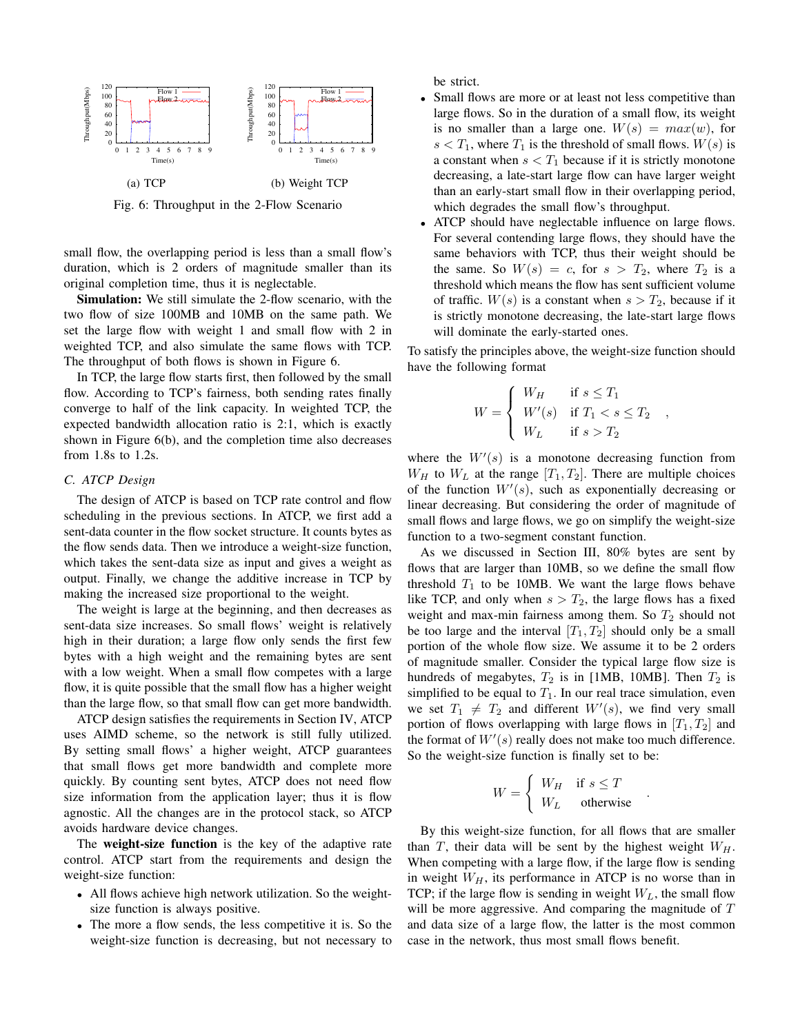Fig. 6: Throughput in the 2-Flow Scenario

(a) TCP

(b) Weight TCP

small flow, the overlapping period is less than a small flow's duration, which is 2 orders of magnitude smaller than its original completion time, thus it is neglectable.

**Simulation:** We still simulate the 2-flow scenario, with the two flow of size 100MB and 10MB on the same path. We set the large flow with weight 1 and small flow with 2 in weighted TCP, and also simulate the same flows with TCP. The throughput of both flows is shown in Figure 6.

In TCP, the large flow starts first, then followed by the small flow. According to TCP's fairness, both sending rates finally converge to half of the link capacity. In weighted TCP, the expected bandwidth allocation ratio is 2:1, which is exactly shown in Figure 6(b), and the completion time also decreases from 1.8s to 1.2s.

### C. ATCP Design

The design of ATCP is based on TCP rate control and flow scheduling in the previous sections. In ATCP, we first add a sent-data counter in the flow socket structure. It counts bytes as the flow sends data. Then we introduce a weight-size function, which takes the sent-data size as input and gives a weight as output. Finally, we change the additive increase in TCP by making the increased size proportional to the weight.

The weight is large at the beginning, and then decreases as sent-data size increases. So small flows' weight is relatively high in their duration; a large flow only sends the first few bytes with a high weight and the remaining bytes are sent with a low weight. When a small flow competes with a large flow, it is quite possible that the small flow has a higher weight than the large flow, so that small flow can get more bandwidth.

ATCP design satisfies the requirements in Section IV, ATCP uses AIMD scheme, so the network is still fully utilized. By setting small flows' a higher weight, ATCP guarantees that small flows get more bandwidth and complete more quickly. By counting sent bytes, ATCP does not need flow size information from the application layer; thus it is flow agnostic. All the changes are in the protocol stack, so ATCP avoids hardware device changes.

The **weight-size function** is the key of the adaptive rate control. ATCP start from the requirements and design the weight-size function:

- All flows achieve high network utilization. So the weight-size function is always positive.
- The more a flow sends, the less competitive it is. So the weight-size function is decreasing, but not necessary to be strict.
- Small flows are more or at least not less competitive than large flows. So in the duration of a small flow, its weight is no smaller than a large one. $W(s) = max(w)$, for $s < T_1$, where $T_1$ is the threshold of small flows. $W(s)$ is a constant when $s < T_1$ because if it is strictly monotone decreasing, a late-start large flow can have larger weight than an early-start small flow in their overlapping period, which degrades the small flow's throughput.
- ATCP should have neglectable influence on large flows. For several contending large flows, they should have the same behaviors with TCP, thus their weight should be the same. So $W(s) = c$, for $s > T_2$, where $T_2$ is a threshold which means the flow has sent sufficient volume of traffic. $W(s)$ is a constant when $s > T_2$, because if it is strictly monotone decreasing, the late-start large flows will dominate the early-started ones.

To satisfy the principles above, the weight-size function should have the following format

$$W = \begin{cases} W_H & \text{if } s \leq T_1 \\ W'(s) & \text{if } T_1 < s \leq T_2 \\ W_L & \text{if } s > T_2 \end{cases},$$

where the $W'(s)$ is a monotone decreasing function from $W_H$ to $W_L$ at the range $[T_1, T_2]$. There are multiple choices of the function $W'(s)$, such as exponentially decreasing or linear decreasing. But considering the order of magnitude of small flows and large flows, we go on simplify the weight-size function to a two-segment constant function.

As we discussed in Section III, 80% bytes are sent by flows that are larger than 10MB, so we define the small flow threshold $T_1$ to be 10MB. We want the large flows behave like TCP, and only when $s > T_2$, the large flows has a fixed weight and max-min fairness among them. So $T_2$ should not be too large and the interval $[T_1, T_2]$ should only be a small portion of the whole flow size. We assume it to be 2 orders of magnitude smaller. Consider the typical large flow size is hundreds of megabytes, $T_2$ is in [1MB, 10MB]. Then $T_2$ is simplified to be equal to $T_1$. In our real trace simulation, even we set $T_1 \neq T_2$ and different $W'(s)$, we find very small portion of flows overlapping with large flows in $[T_1, T_2]$ and the format of $W'(s)$ really does not make too much difference. So the weight-size function is finally set to be:

$$W = \begin{cases} W_H & \text{if } s \leq T \\ W_L & \text{otherwise} \end{cases}.$$

By this weight-size function, for all flows that are smaller than $T$, their data will be sent by the highest weight $W_H$. When competing with a large flow, if the large flow is sending in weight $W_H$, its performance in ATCP is no worse than in TCP; if the large flow is sending in weight $W_L$, the small flow will be more aggressive. And comparing the magnitude of $T$ and data size of a large flow, the latter is the most common case in the network, thus most small flows benefit.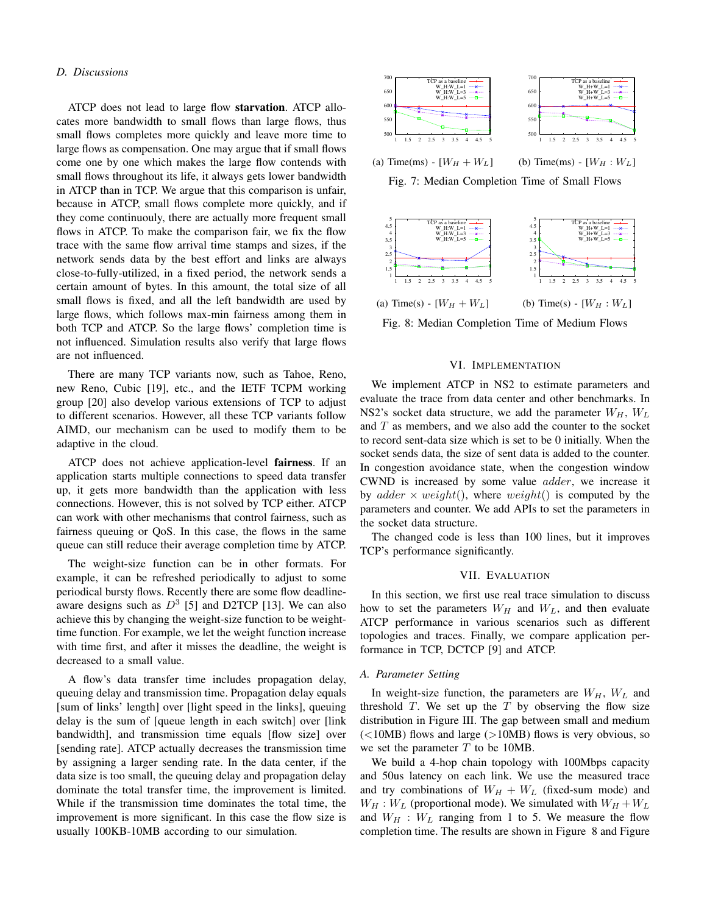### D. Discussions

ATCP does not lead to large flow **starvation**. ATCP allocates more bandwidth to small flows than large flows, thus small flows completes more quickly and leave more time to large flows as compensation. One may argue that if small flows come one by one which makes the large flow contends with small flows throughout its life, it always gets lower bandwidth in ATCP than in TCP. We argue that this comparison is unfair, because in ATCP, small flows complete more quickly, and if they come continuouly, there are actually more frequent small flows in ATCP. To make the comparison fair, we fix the flow trace with the same flow arrival time stamps and sizes, if the network sends data by the best effort and links are always close-to-fully-utilized, in a fixed period, the network sends a certain amount of bytes. In this amount, the total size of all small flows is fixed, and all the left bandwidth are used by large flows, which follows max-min fairness among them in both TCP and ATCP. So the large flows' completion time is not influenced. Simulation results also verify that large flows are not influenced.

There are many TCP variants now, such as Tahoe, Reno, new Reno, Cubic [19], etc., and the IETF TCPM working group [20] also develop various extensions of TCP to adjust to different scenarios. However, all these TCP variants follow AIMD, our mechanism can be used to modify them to be adaptive in the cloud.

ATCP does not achieve application-level **fairness**. If an application starts multiple connections to speed data transfer up, it gets more bandwidth than the application with less connections. However, this is not solved by TCP either. ATCP can work with other mechanisms that control fairness, such as fairness queuing or QoS. In this case, the flows in the same queue can still reduce their average completion time by ATCP.

The weight-size function can be in other formats. For example, it can be refreshed periodically to adjust to some periodical bursty flows. Recently there are some flow deadline-aware designs such as $D^3$ [5] and D2TCP [13]. We can also achieve this by changing the weight-size function to be weight-time function. For example, we let the weight function increase with time first, and after it misses the deadline, the weight is decreased to a small value.

A flow's data transfer time includes propagation delay, queuing delay and transmission time. Propagation delay equals [sum of links' length] over [light speed in the links], queuing delay is the sum of [queue length in each switch] over [link bandwidth], and transmission time equals [flow size] over [sending rate]. ATCP actually decreases the transmission time by assigning a larger sending rate. In the data center, if the data size is too small, the queuing delay and propagation delay dominate the total transfer time, the improvement is limited. While if the transmission time dominates the total time, the improvement is more significant. In this case the flow size is usually 100KB-10MB according to our simulation.

700
650
600
550
500
1 1.5 2 2.5 3 3.5 4 4.5 5
TCP as a baseline
W_H:W_L=1
W_H:W_L=3
W_H:W_L=5

(a) Time(ms) - $[W_H + W_L]$

700
650
600
550
500
1 1.5 2 2.5 3 3.5 4 4.5 5
TCP as a baseline
W_H+W_L=1
W_H+W_L=3
W_H+W_L=5

(b) Time(ms) - $[W_H : W_L]$

Fig. 7: Median Completion Time of Small Flows

5
4.5
4
3.5
3
2.5
2
1.5
1
1 1.5 2 2.5 3 3.5 4 4.5 5
TCP as a baseline
W_H:W_L=1
W_H:W_L=3
W_H:W_L=5

(a) Time(s) - $[W_H + W_L]$

5
4.5
4
3.5
3
2.5
2
1.5
1
1 1.5 2 2.5 3 3.5 4 4.5 5
TCP as a baseline
W_H+W_L=1
W_H+W_L=3
W_H+W_L=5

(b) Time(s) - $[W_H : W_L]$

Fig. 8: Median Completion Time of Medium Flows

## VI. Implementation

We implement ATCP in NS2 to estimate parameters and evaluate the trace from data center and other benchmarks. In NS2's socket data structure, we add the parameter $W_H$, $W_L$ and $T$ as members, and we also add the counter to the socket to record sent-data size which is set to be 0 initially. When the socket sends data, the size of sent data is added to the counter. In congestion avoidance state, when the congestion window CWND is increased by some value $adder$, we increase it by $adder \times weight()$, where $weight()$ is computed by the parameters and counter. We add APIs to set the parameters in the socket data structure.

The changed code is less than 100 lines, but it improves TCP's performance significantly.

## VII. Evaluation

In this section, we first use real trace simulation to discuss how to set the parameters $W_H$ and $W_L$, and then evaluate ATCP performance in various scenarios such as different topologies and traces. Finally, we compare application performance in TCP, DCTCP [9] and ATCP.

### A. Parameter Setting

In weight-size function, the parameters are $W_H$, $W_L$ and threshold $T$. We set up the $T$ by observing the flow size distribution in Figure III. The gap between small and medium (<10MB) flows and large (>10MB) flows is very obvious, so we set the parameter $T$ to be 10MB.

We build a 4-hop chain topology with 100Mbps capacity and 50us latency on each link. We use the measured trace and try combinations of $W_H + W_L$ (fixed-sum mode) and $W_H : W_L$ (proportional mode). We simulated with $W_H + W_L$ and $W_H : W_L$ ranging from 1 to 5. We measure the flow completion time. The results are shown in Figure 8 and Figure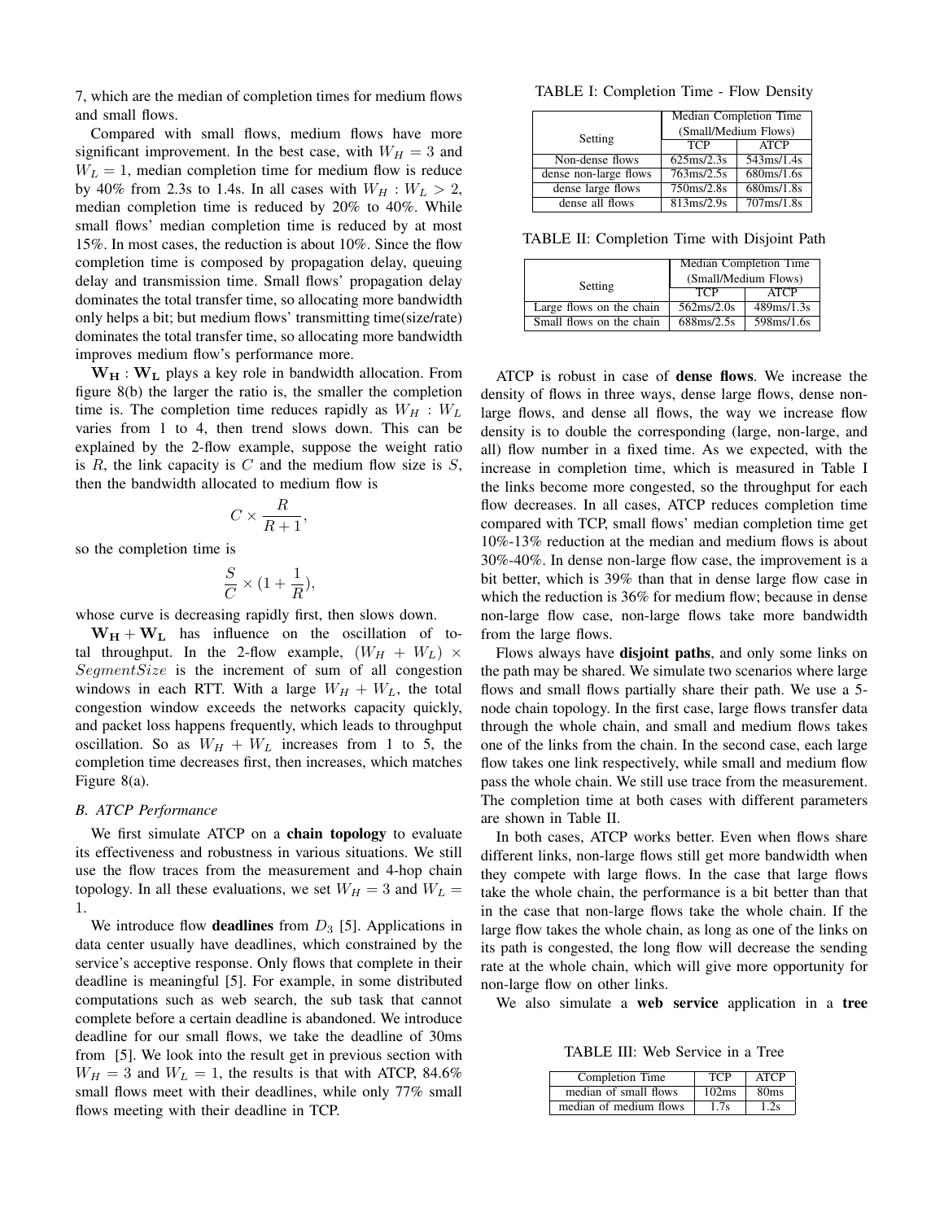7, which are the median of completion times for medium flows and small flows.

Compared with small flows, medium flows have more significant improvement. In the best case, with $W_H = 3$ and $W_L = 1$, median completion time for medium flow is reduce by 40% from 2.3s to 1.4s. In all cases with $W_H : W_L > 2$, median completion time is reduced by 20% to 40%. While small flows' median completion time is reduced by at most 15%. In most cases, the reduction is about 10%. Since the flow completion time is composed by propagation delay, queuing delay and transmission time. Small flows' propagation delay dominates the total transfer time, so allocating more bandwidth only helps a bit; but medium flows' transmitting time(size/rate) dominates the total transfer time, so allocating more bandwidth improves medium flow's performance more.

$\mathbf{W_H : W_L}$ plays a key role in bandwidth allocation. From figure 8(b) the larger the ratio is, the smaller the completion time is. The completion time reduces rapidly as $W_H : W_L$ varies from 1 to 4, then trend slows down. This can be explained by the 2-flow example, suppose the weight ratio is $R$, the link capacity is $C$ and the medium flow size is $S$, then the bandwidth allocated to medium flow is

$$C \times \frac{R}{R+1},$$

so the completion time is

$$\frac{S}{C} \times (1 + \frac{1}{R}),$$

whose curve is decreasing rapidly first, then slows down.

$\mathbf{W_H + W_L}$ has influence on the oscillation of total throughput. In the 2-flow example, $(W_H + W_L) \times SegmentSize$ is the increment of sum of all congestion windows in each RTT. With a large $W_H + W_L$, the total congestion window exceeds the networks capacity quickly, and packet loss happens frequently, which leads to throughput oscillation. So as $W_H + W_L$ increases from 1 to 5, the completion time decreases first, then increases, which matches Figure 8(a).

### B. ATCP Performance

We first simulate ATCP on a **chain topology** to evaluate its effectiveness and robustness in various situations. We still use the flow traces from the measurement and 4-hop chain topology. In all these evaluations, we set $W_H = 3$ and $W_L = 1$.

We introduce flow **deadlines** from $D_3$ [5]. Applications in data center usually have deadlines, which constrained by the service's acceptive response. Only flows that complete in their deadline is meaningful [5]. For example, in some distributed computations such as web search, the sub task that cannot complete before a certain deadline is abandoned. We introduce deadline for our small flows, we take the deadline of 30ms from [5]. We look into the result get in previous section with $W_H = 3$ and $W_L = 1$, the results is that with ATCP, 84.6% small flows meet with their deadlines, while only 77% small flows meeting with their deadline in TCP.

TABLE I: Completion Time - Flow Density

| Setting | Median Completion Time (Small/Medium Flows) | |
|---|---|---|
| | TCP | ATCP |
| Non-dense flows | 625ms/2.3s | 543ms/1.4s |
| dense non-large flows | 763ms/2.5s | 680ms/1.6s |
| dense large flows | 750ms/2.8s | 680ms/1.8s |
| dense all flows | 813ms/2.9s | 707ms/1.8s |

TABLE II: Completion Time with Disjoint Path

| Setting | Median Completion Time (Small/Medium Flows) | |
|---|---|---|
| | TCP | ATCP |
| Large flows on the chain | 562ms/2.0s | 489ms/1.3s |
| Small flows on the chain | 688ms/2.5s | 598ms/1.6s |

ATCP is robust in case of **dense flows**. We increase the density of flows in three ways, dense large flows, dense non-large flows, and dense all flows, the way we increase flow density is to double the corresponding (large, non-large, and all) flow number in a fixed time. As we expected, with the increase in completion time, which is measured in Table I the links become more congested, so the throughput for each flow decreases. In all cases, ATCP reduces completion time compared with TCP, small flows' median completion time get 10%-13% reduction at the median and medium flows is about 30%-40%. In dense non-large flow case, the improvement is a bit better, which is 39% than that in dense large flow case in which the reduction is 36% for medium flow; because in dense non-large flow case, non-large flows take more bandwidth from the large flows.

Flows always have **disjoint paths**, and only some links on the path may be shared. We simulate two scenarios where large flows and small flows partially share their path. We use a 5-node chain topology. In the first case, large flows transfer data through the whole chain, and small and medium flows takes one of the links from the chain. In the second case, each large flow takes one link respectively, while small and medium flow pass the whole chain. We still use trace from the measurement. The completion time at both cases with different parameters are shown in Table II.

In both cases, ATCP works better. Even when flows share different links, non-large flows still get more bandwidth when they compete with large flows. In the case that large flows take the whole chain, the performance is a bit better than that in the case that non-large flows take the whole chain. If the large flow takes the whole chain, as long as one of the links on its path is congested, the long flow will decrease the sending rate at the whole chain, which will give more opportunity for non-large flow on other links.

We also simulate a **web service** application in a **tree**

TABLE III: Web Service in a Tree

| Completion Time | TCP | ATCP |
|---|---|---|
| median of small flows | 102ms | 80ms |
| median of medium flows | 1.7s | 1.2s |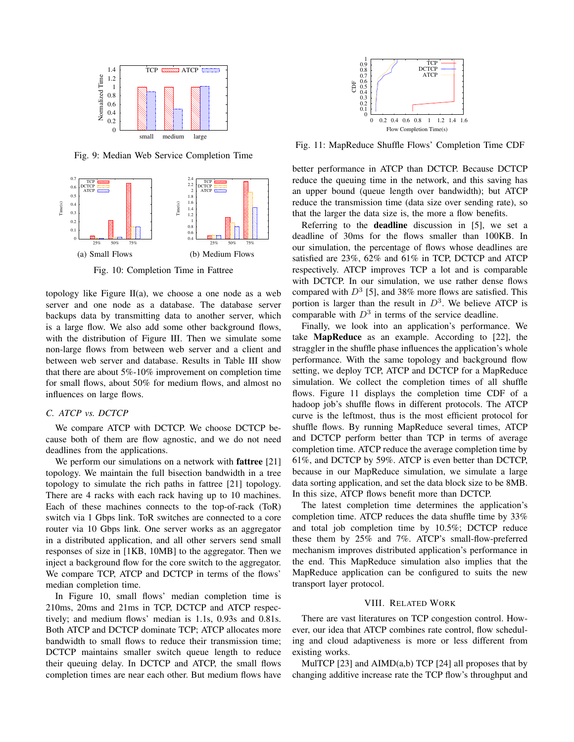Fig. 9: Median Web Service Completion Time

(a) Small Flows

(b) Medium Flows

Fig. 10: Completion Time in Fattree

topology like Figure II(a), we choose a one node as a web server and one node as a database. The database server backups data by transmitting data to another server, which is a large flow. We also add some other background flows, with the distribution of Figure III. Then we simulate some non-large flows from between web server and a client and between web server and database. Results in Table III show that there are about 5%-10% improvement on completion time for small flows, about 50% for medium flows, and almost no influences on large flows.

### C. ATCP vs. DCTCP

We compare ATCP with DCTCP. We choose DCTCP because both of them are flow agnostic, and we do not need deadlines from the applications.

We perform our simulations on a network with **fattree** [21] topology. We maintain the full bisection bandwidth in a tree topology to simulate the rich paths in fattree [21] topology. There are 4 racks with each rack having up to 10 machines. Each of these machines connects to the top-of-rack (ToR) switch via 1 Gbps link. ToR switches are connected to a core router via 10 Gbps link. One server works as an aggregator in a distributed application, and all other servers send small responses of size in [1KB, 10MB] to the aggregator. Then we inject a background flow for the core switch to the aggregator. We compare TCP, ATCP and DCTCP in terms of the flows' median completion time.

In Figure 10, small flows' median completion time is 210ms, 20ms and 21ms in TCP, DCTCP and ATCP respectively; and medium flows' median is 1.1s, 0.93s and 0.81s. Both ATCP and DCTCP dominate TCP; ATCP allocates more bandwidth to small flows to reduce their transmission time; DCTCP maintains smaller switch queue length to reduce their queuing delay. In DCTCP and ATCP, the small flows completion times are near each other. But medium flows have

Fig. 11: MapReduce Shuffle Flows' Completion Time CDF

better performance in ATCP than DCTCP. Because DCTCP reduce the queuing time in the network, and this saving has an upper bound (queue length over bandwidth); but ATCP reduce the transmission time (data size over sending rate), so that the larger the data size is, the more a flow benefits.

Referring to the **deadline** discussion in [5], we set a deadline of 30ms for the flows smaller than 100KB. In our simulation, the percentage of flows whose deadlines are satisfied are 23%, 62% and 61% in TCP, DCTCP and ATCP respectively. ATCP improves TCP a lot and is comparable with DCTCP. In our simulation, we use rather dense flows compared with $D^3$ [5], and 38% more flows are satisfied. This portion is larger than the result in $D^3$. We believe ATCP is comparable with $D^3$ in terms of the service deadline.

Finally, we look into an application's performance. We take **MapReduce** as an example. According to [22], the straggler in the shuffle phase influences the application's whole performance. With the same topology and background flow setting, we deploy TCP, ATCP and DCTCP for a MapReduce simulation. We collect the completion times of all shuffle flows. Figure 11 displays the completion time CDF of a hadoop job's shuffle flows in different protocols. The ATCP curve is the leftmost, thus is the most efficient protocol for shuffle flows. By running MapReduce several times, ATCP and DCTCP perform better than TCP in terms of average completion time. ATCP reduce the average completion time by 61%, and DCTCP by 59%. ATCP is even better than DCTCP, because in our MapReduce simulation, we simulate a large data sorting application, and set the data block size to be 8MB. In this size, ATCP flows benefit more than DCTCP.

The latest completion time determines the application's completion time. ATCP reduces the data shuffle time by 33% and total job completion time by 10.5%; DCTCP reduce these them by 25% and 7%. ATCP's small-flow-preferred mechanism improves distributed application's performance in the end. This MapReduce simulation also implies that the MapReduce application can be configured to suits the new transport layer protocol.

## VIII. Related Work

There are vast literatures on TCP congestion control. However, our idea that ATCP combines rate control, flow scheduling and cloud adaptiveness is more or less different from existing works.

MulTCP [23] and AIMD(a,b) TCP [24] all proposes that by changing additive increase rate the TCP flow's throughput and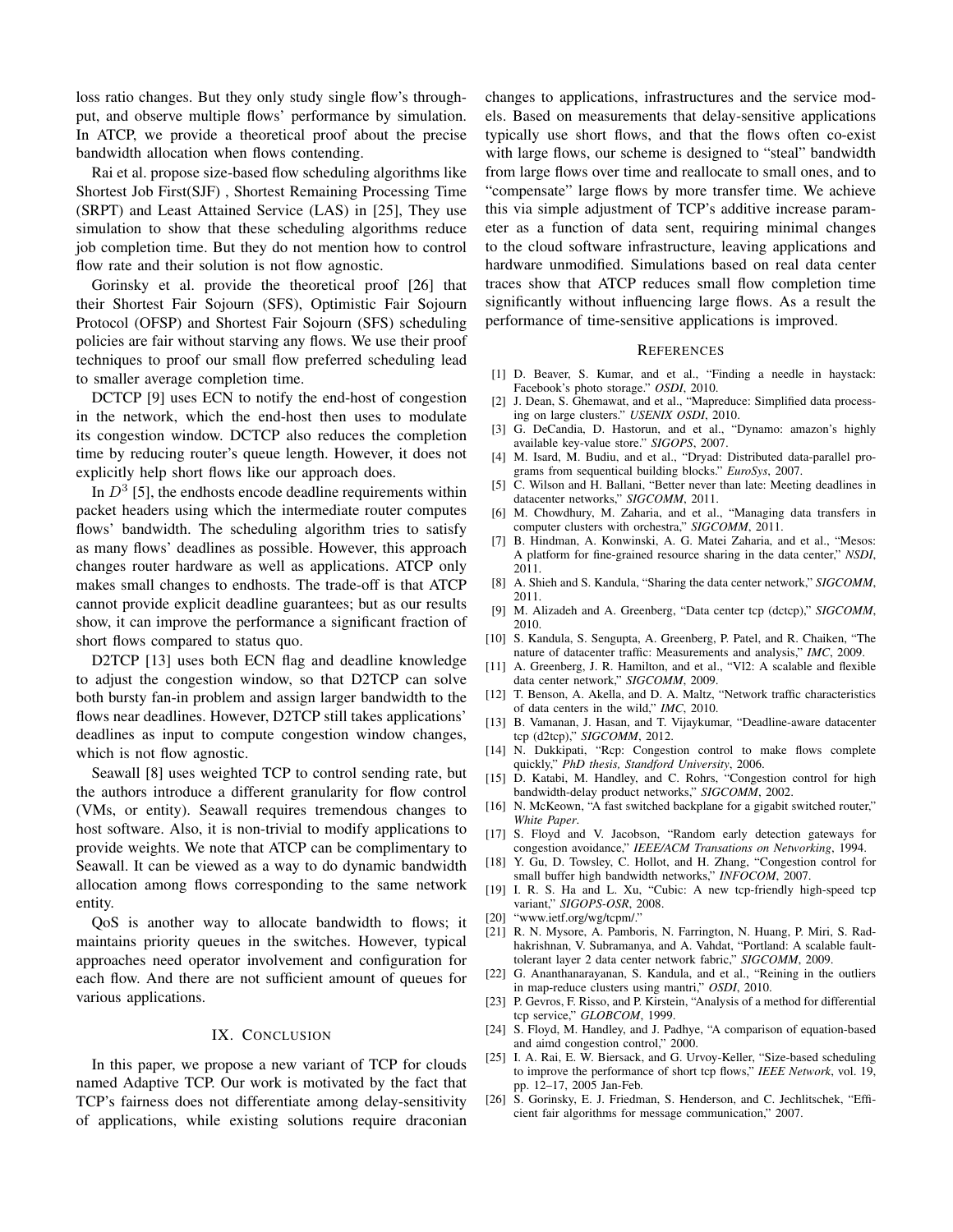loss ratio changes. But they only study single flow's throughput, and observe multiple flows' performance by simulation. In ATCP, we provide a theoretical proof about the precise bandwidth allocation when flows contending.

Rai et al. propose size-based flow scheduling algorithms like Shortest Job First(SJF) , Shortest Remaining Processing Time (SRPT) and Least Attained Service (LAS) in [25], They use simulation to show that these scheduling algorithms reduce job completion time. But they do not mention how to control flow rate and their solution is not flow agnostic.

Gorinsky et al. provide the theoretical proof [26] that their Shortest Fair Sojourn (SFS), Optimistic Fair Sojourn Protocol (OFSP) and Shortest Fair Sojourn (SFS) scheduling policies are fair without starving any flows. We use their proof techniques to proof our small flow preferred scheduling lead to smaller average completion time.

DCTCP [9] uses ECN to notify the end-host of congestion in the network, which the end-host then uses to modulate its congestion window. DCTCP also reduces the completion time by reducing router's queue length. However, it does not explicitly help short flows like our approach does.

In $D^3$ [5], the endhosts encode deadline requirements within packet headers using which the intermediate router computes flows' bandwidth. The scheduling algorithm tries to satisfy as many flows' deadlines as possible. However, this approach changes router hardware as well as applications. ATCP only makes small changes to endhosts. The trade-off is that ATCP cannot provide explicit deadline guarantees; but as our results show, it can improve the performance a significant fraction of short flows compared to status quo.

D2TCP [13] uses both ECN flag and deadline knowledge to adjust the congestion window, so that D2TCP can solve both bursty fan-in problem and assign larger bandwidth to the flows near deadlines. However, D2TCP still takes applications' deadlines as input to compute congestion window changes, which is not flow agnostic.

Seawall [8] uses weighted TCP to control sending rate, but the authors introduce a different granularity for flow control (VMs, or entity). Seawall requires tremendous changes to host software. Also, it is non-trivial to modify applications to provide weights. We note that ATCP can be complimentary to Seawall. It can be viewed as a way to do dynamic bandwidth allocation among flows corresponding to the same network entity.

QoS is another way to allocate bandwidth to flows; it maintains priority queues in the switches. However, typical approaches need operator involvement and configuration for each flow. And there are not sufficient amount of queues for various applications.

## IX. Conclusion

In this paper, we propose a new variant of TCP for clouds named Adaptive TCP. Our work is motivated by the fact that TCP's fairness does not differentiate among delay-sensitivity of applications, while existing solutions require draconian changes to applications, infrastructures and the service models. Based on measurements that delay-sensitive applications typically use short flows, and that the flows often co-exist with large flows, our scheme is designed to "steal" bandwidth from large flows over time and reallocate to small ones, and to "compensate" large flows by more transfer time. We achieve this via simple adjustment of TCP's additive increase parameter as a function of data sent, requiring minimal changes to the cloud software infrastructure, leaving applications and hardware unmodified. Simulations based on real data center traces show that ATCP reduces small flow completion time significantly without influencing large flows. As a result the performance of time-sensitive applications is improved.

## References

[1] D. Beaver, S. Kumar, and et al., "Finding a needle in haystack: Facebook's photo storage." *OSDI*, 2010.

[2] J. Dean, S. Ghemawat, and et al., "Mapreduce: Simplified data processing on large clusters." *USENIX OSDI*, 2010.

[3] G. DeCandia, D. Hastorun, and et al., "Dynamo: amazon's highly available key-value store." *SIGOPS*, 2007.

[4] M. Isard, M. Budiu, and et al., "Dryad: Distributed data-parallel programs from sequential building blocks." *EuroSys*, 2007.

[5] C. Wilson and H. Ballani, "Better never than late: Meeting deadlines in datacenter networks," *SIGCOMM*, 2011.

[6] M. Chowdhury, M. Zaharia, and et al., "Managing data transfers in computer clusters with orchestra," *SIGCOMM*, 2011.

[7] B. Hindman, A. Konwinski, A. G. Matei Zaharia, and et al., "Mesos: A platform for fine-grained resource sharing in the data center," *NSDI*, 2011.

[8] A. Shieh and S. Kandula, "Sharing the data center network," *SIGCOMM*, 2011.

[9] M. Alizadeh and A. Greenberg, "Data center tcp (dctcp)," *SIGCOMM*, 2010.

[10] S. Kandula, S. Sengupta, A. Greenberg, P. Patel, and R. Chaiken, "The nature of datacenter traffic: Measurements and analysis," *IMC*, 2009.

[11] A. Greenberg, J. R. Hamilton, and et al., "Vl2: A scalable and flexible data center network," *SIGCOMM*, 2009.

[12] T. Benson, A. Akella, and D. A. Maltz, "Network traffic characteristics of data centers in the wild," *IMC*, 2010.

[13] B. Vamanan, J. Hasan, and T. Vijaykumar, "Deadline-aware datacenter tcp (d2tcp)," *SIGCOMM*, 2012.

[14] N. Dukkipati, "Rcp: Congestion control to make flows complete quickly," *PhD thesis, Standford University*, 2006.

[15] D. Katabi, M. Handley, and C. Rohrs, "Congestion control for high bandwidth-delay product networks," *SIGCOMM*, 2002.

[16] N. McKeown, "A fast switched backplane for a gigabit switched router," *White Paper*.

[17] S. Floyd and V. Jacobson, "Random early detection gateways for congestion avoidance," *IEEE/ACM Transations on Networking*, 1994.

[18] Y. Gu, D. Towsley, C. Hollot, and H. Zhang, "Congestion control for small buffer high bandwidth networks," *INFOCOM*, 2007.

[19] I. R. S. Ha and L. Xu, "Cubic: A new tcp-friendly high-speed tcp variant," *SIGOPS-OSR*, 2008.

[20] "www.ietf.org/wg/tcpm/."

[21] R. N. Mysore, A. Pamboris, N. Farrington, N. Huang, P. Miri, S. Radhakrishnan, V. Subramanya, and A. Vahdat, "Portland: A scalable fault-tolerant layer 2 data center network fabric," *SIGCOMM*, 2009.

[22] G. Ananthanarayanan, S. Kandula, and et al., "Reining in the outliers in map-reduce clusters using mantri," *OSDI*, 2010.

[23] P. Gevros, F. Risso, and P. Kirstein, "Analysis of a method for differential tcp service," *GLOBCOM*, 1999.

[24] S. Floyd, M. Handley, and J. Padhye, "A comparison of equation-based and aimd congestion control," 2000.

[25] I. A. Rai, E. W. Biersack, and G. Urvoy-Keller, "Size-based scheduling to improve the performance of short tcp flows," *IEEE Network*, vol. 19, pp. 12–17, 2005 Jan-Feb.

[26] S. Gorinsky, E. J. Friedman, S. Henderson, and C. Jechlitschek, "Efficient fair algorithms for message communication," 2007.